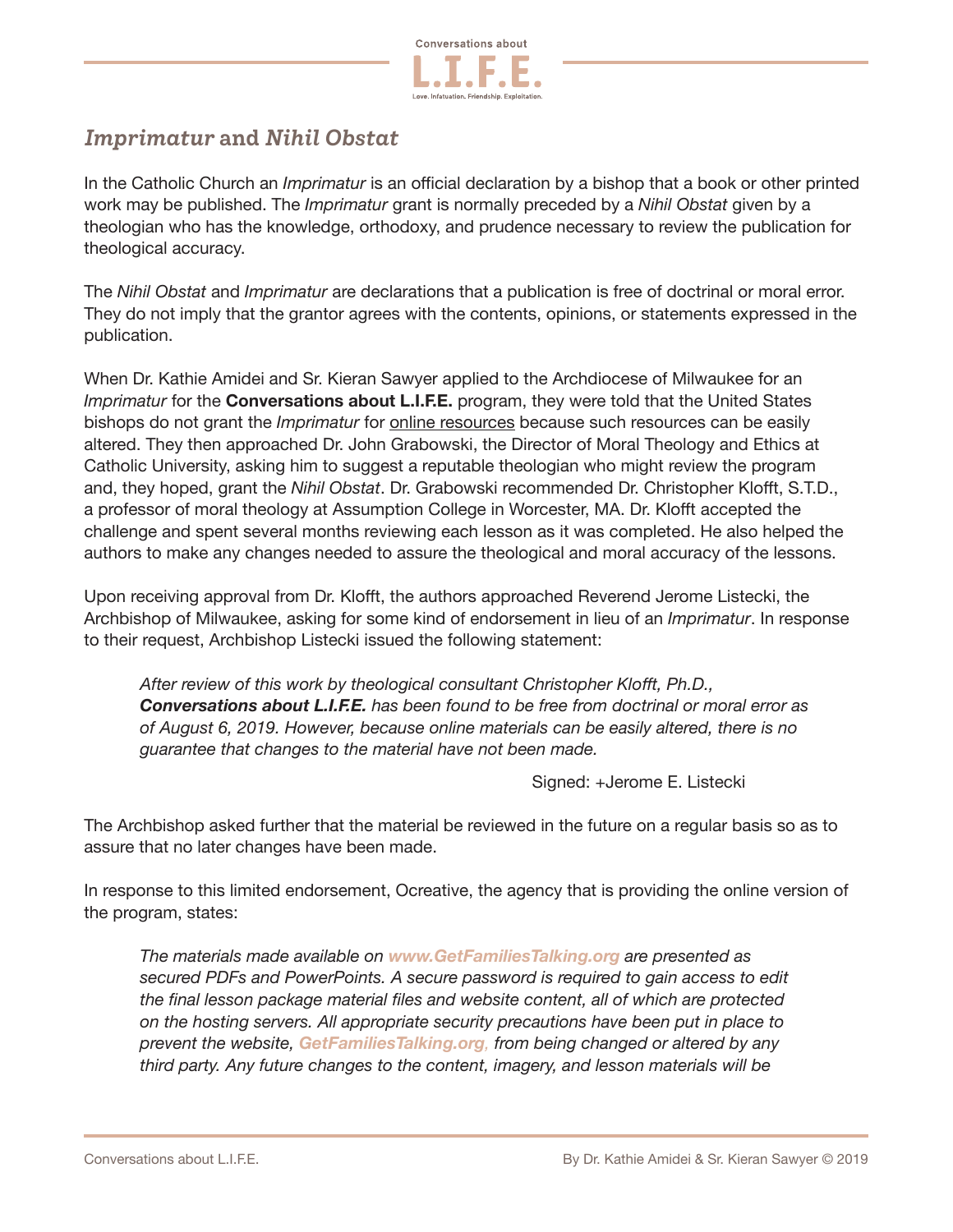## *Imprimatur* and *Nihil Obstat*

In the Catholic Church an *Imprimatur* is an official declaration by a bishop that a book or other printed work may be published. The *Imprimatur* grant is normally preceded by a *Nihil Obstat* given by a theologian who has the knowledge, orthodoxy, and prudence necessary to review the publication for theological accuracy.

The *Nihil Obstat* and *Imprimatur* are declarations that a publication is free of doctrinal or moral error. They do not imply that the grantor agrees with the contents, opinions, or statements expressed in the publication.

When Dr. Kathie Amidei and Sr. Kieran Sawyer applied to the Archdiocese of Milwaukee for an *Imprimatur* for the **Conversations about L.I.F.E.** program, they were told that the United States bishops do not grant the *Imprimatur* for online resources because such resources can be easily altered. They then approached Dr. John Grabowski, the Director of Moral Theology and Ethics at Catholic University, asking him to suggest a reputable theologian who might review the program and, they hoped, grant the *Nihil Obstat*. Dr. Grabowski recommended Dr. Christopher Klofft, S.T.D., a professor of moral theology at Assumption College in Worcester, MA. Dr. Klofft accepted the challenge and spent several months reviewing each lesson as it was completed. He also helped the authors to make any changes needed to assure the theological and moral accuracy of the lessons.

Upon receiving approval from Dr. Klofft, the authors approached Reverend Jerome Listecki, the Archbishop of Milwaukee, asking for some kind of endorsement in lieu of an *Imprimatur*. In response to their request, Archbishop Listecki issued the following statement:

> *After review of this work by theological consultant Christopher Klofft, Ph.D., **Conversations about L.I.F.E.** has been found to be free from doctrinal or moral error as of August 6, 2019. However, because online materials can be easily altered, there is no guarantee that changes to the material have not been made.*
>
> Signed: +Jerome E. Listecki

The Archbishop asked further that the material be reviewed in the future on a regular basis so as to assure that no later changes have been made.

In response to this limited endorsement, Ocreative, the agency that is providing the online version of the program, states:

> *The materials made available on **www.GetFamiliesTalking.org** are presented as secured PDFs and PowerPoints. A secure password is required to gain access to edit the final lesson package material files and website content, all of which are protected on the hosting servers. All appropriate security precautions have been put in place to prevent the website, **GetFamiliesTalking.org**, from being changed or altered by any third party. Any future changes to the content, imagery, and lesson materials will be*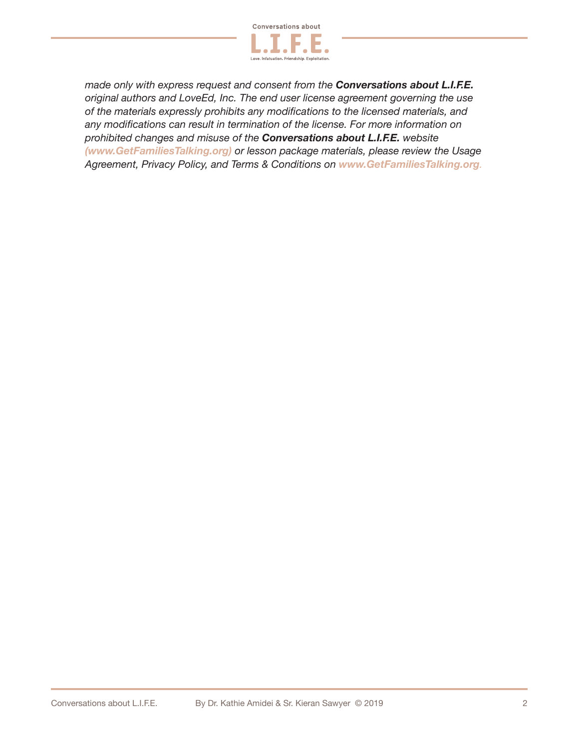*made only with express request and consent from the* ***Conversations about L.I.F.E.*** *original authors and LoveEd, Inc. The end user license agreement governing the use of the materials expressly prohibits any modifications to the licensed materials, and any modifications can result in termination of the license. For more information on prohibited changes and misuse of the* ***Conversations about L.I.F.E.*** *website* ***(www.GetFamiliesTalking.org)*** *or lesson package materials, please review the Usage Agreement, Privacy Policy, and Terms & Conditions on* ***www.GetFamiliesTalking.org****.*